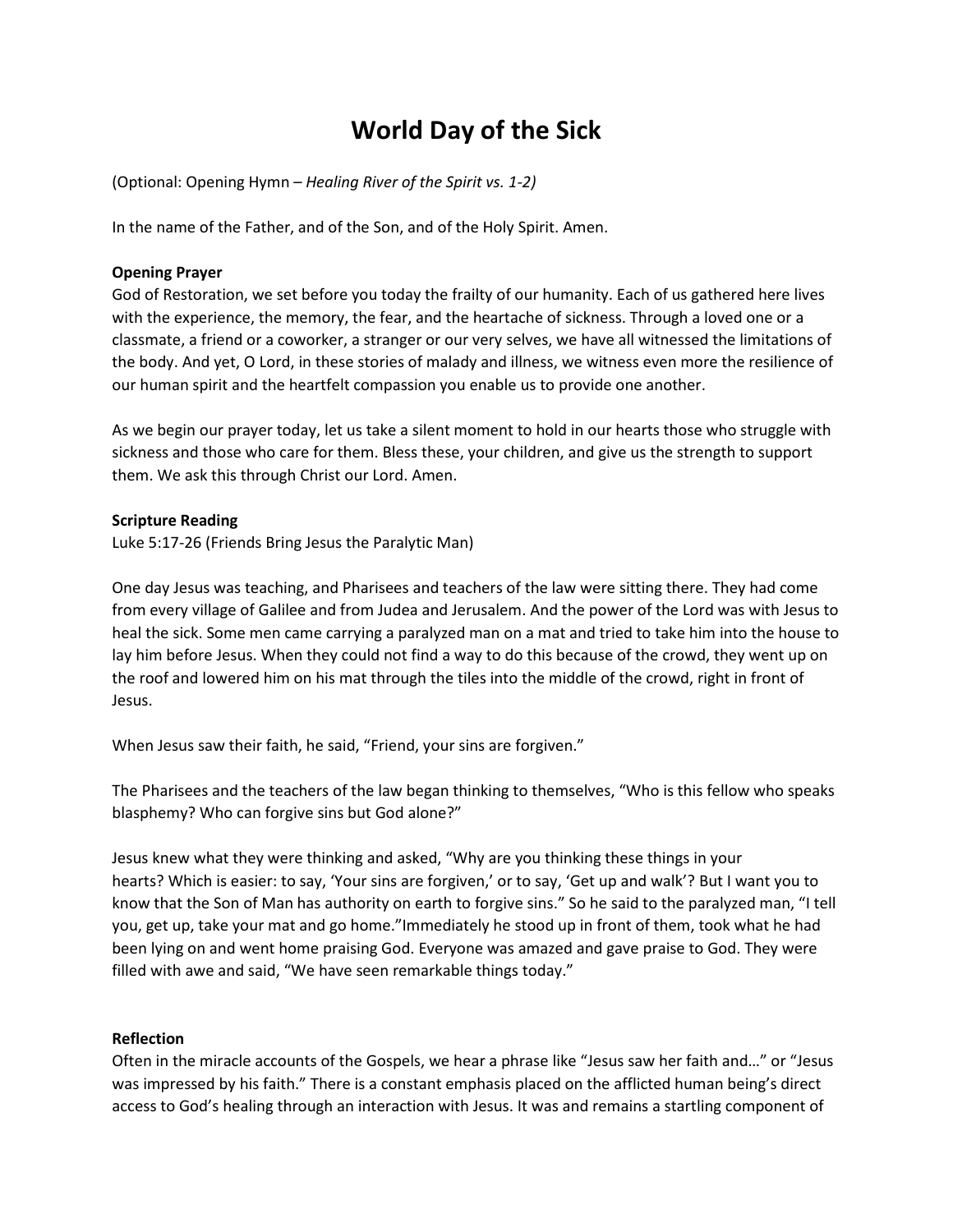# World Day of the Sick

(Optional: Opening Hymn – *Healing River of the Spirit vs. 1-2)*

In the name of the Father, and of the Son, and of the Holy Spirit. Amen.

**Opening Prayer**

God of Restoration, we set before you today the frailty of our humanity. Each of us gathered here lives with the experience, the memory, the fear, and the heartache of sickness. Through a loved one or a classmate, a friend or a coworker, a stranger or our very selves, we have all witnessed the limitations of the body. And yet, O Lord, in these stories of malady and illness, we witness even more the resilience of our human spirit and the heartfelt compassion you enable us to provide one another.

As we begin our prayer today, let us take a silent moment to hold in our hearts those who struggle with sickness and those who care for them. Bless these, your children, and give us the strength to support them. We ask this through Christ our Lord. Amen.

**Scripture Reading**

Luke 5:17-26 (Friends Bring Jesus the Paralytic Man)

One day Jesus was teaching, and Pharisees and teachers of the law were sitting there. They had come from every village of Galilee and from Judea and Jerusalem. And the power of the Lord was with Jesus to heal the sick. Some men came carrying a paralyzed man on a mat and tried to take him into the house to lay him before Jesus. When they could not find a way to do this because of the crowd, they went up on the roof and lowered him on his mat through the tiles into the middle of the crowd, right in front of Jesus.

When Jesus saw their faith, he said, "Friend, your sins are forgiven."

The Pharisees and the teachers of the law began thinking to themselves, "Who is this fellow who speaks blasphemy? Who can forgive sins but God alone?"

Jesus knew what they were thinking and asked, "Why are you thinking these things in your hearts? Which is easier: to say, 'Your sins are forgiven,' or to say, 'Get up and walk'? But I want you to know that the Son of Man has authority on earth to forgive sins." So he said to the paralyzed man, "I tell you, get up, take your mat and go home."Immediately he stood up in front of them, took what he had been lying on and went home praising God. Everyone was amazed and gave praise to God. They were filled with awe and said, "We have seen remarkable things today."

**Reflection**

Often in the miracle accounts of the Gospels, we hear a phrase like "Jesus saw her faith and…" or "Jesus was impressed by his faith." There is a constant emphasis placed on the afflicted human being's direct access to God's healing through an interaction with Jesus. It was and remains a startling component of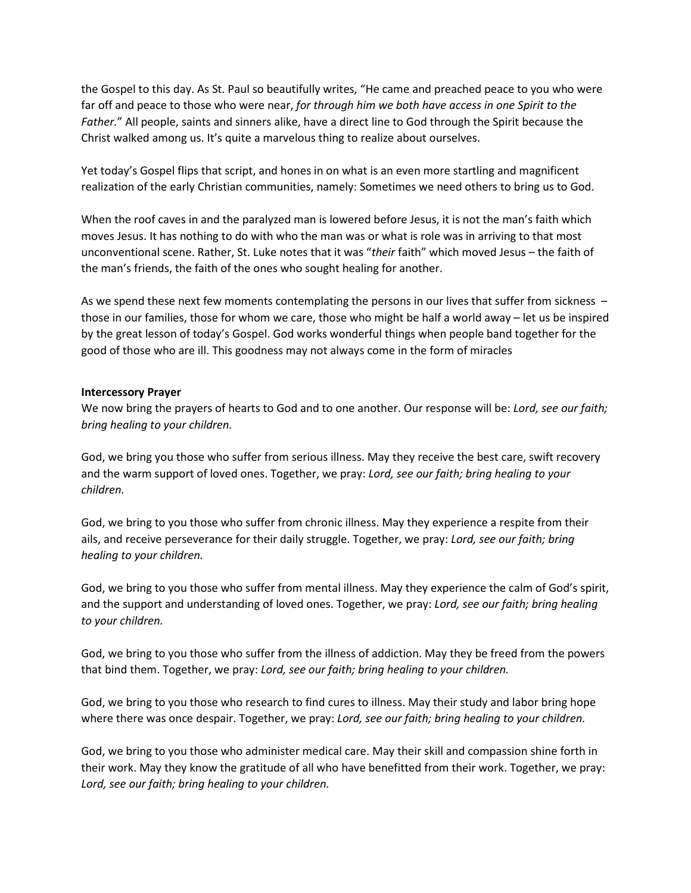the Gospel to this day. As St. Paul so beautifully writes, “He came and preached peace to you who were far off and peace to those who were near, *for through him we both have access in one Spirit to the Father.*” All people, saints and sinners alike, have a direct line to God through the Spirit because the Christ walked among us. It’s quite a marvelous thing to realize about ourselves.

Yet today’s Gospel flips that script, and hones in on what is an even more startling and magnificent realization of the early Christian communities, namely: Sometimes we need others to bring us to God.

When the roof caves in and the paralyzed man is lowered before Jesus, it is not the man’s faith which moves Jesus. It has nothing to do with who the man was or what is role was in arriving to that most unconventional scene. Rather, St. Luke notes that it was “*their* faith” which moved Jesus – the faith of the man’s friends, the faith of the ones who sought healing for another.

As we spend these next few moments contemplating the persons in our lives that suffer from sickness – those in our families, those for whom we care, those who might be half a world away – let us be inspired by the great lesson of today’s Gospel. God works wonderful things when people band together for the good of those who are ill. This goodness may not always come in the form of miracles

**Intercessory Prayer**

We now bring the prayers of hearts to God and to one another. Our response will be: *Lord, see our faith; bring healing to your children.*

God, we bring you those who suffer from serious illness. May they receive the best care, swift recovery and the warm support of loved ones. Together, we pray: *Lord, see our faith; bring healing to your children.*

God, we bring to you those who suffer from chronic illness. May they experience a respite from their ails, and receive perseverance for their daily struggle. Together, we pray: *Lord, see our faith; bring healing to your children.*

God, we bring to you those who suffer from mental illness. May they experience the calm of God’s spirit, and the support and understanding of loved ones. Together, we pray: *Lord, see our faith; bring healing to your children.*

God, we bring to you those who suffer from the illness of addiction. May they be freed from the powers that bind them. Together, we pray: *Lord, see our faith; bring healing to your children.*

God, we bring to you those who research to find cures to illness. May their study and labor bring hope where there was once despair. Together, we pray: *Lord, see our faith; bring healing to your children.*

God, we bring to you those who administer medical care. May their skill and compassion shine forth in their work. May they know the gratitude of all who have benefitted from their work. Together, we pray: *Lord, see our faith; bring healing to your children.*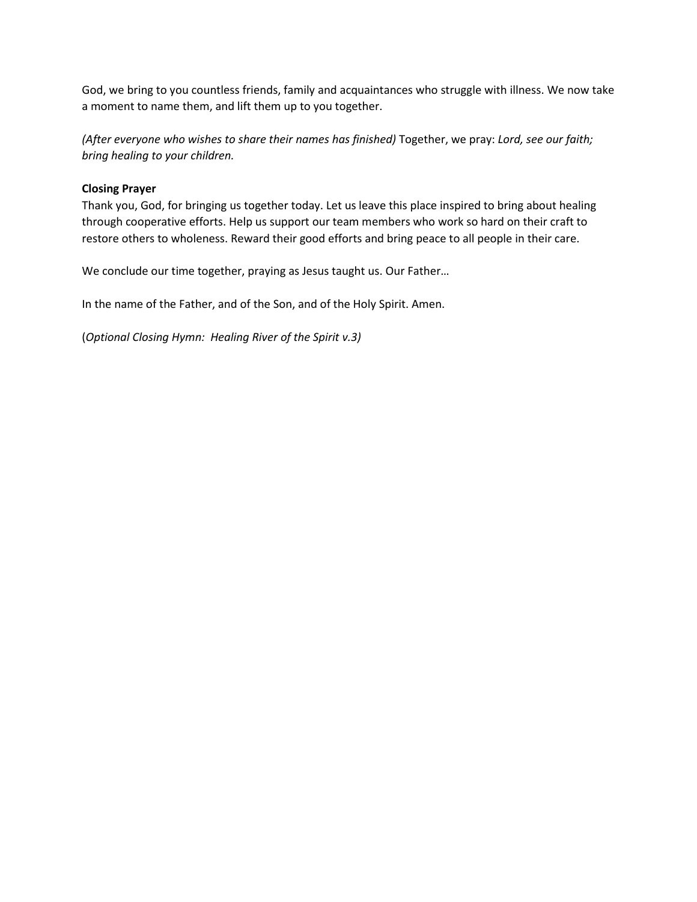God, we bring to you countless friends, family and acquaintances who struggle with illness. We now take a moment to name them, and lift them up to you together.

*(After everyone who wishes to share their names has finished)* Together, we pray: *Lord, see our faith; bring healing to your children.*

**Closing Prayer**

Thank you, God, for bringing us together today. Let us leave this place inspired to bring about healing through cooperative efforts. Help us support our team members who work so hard on their craft to restore others to wholeness. Reward their good efforts and bring peace to all people in their care.

We conclude our time together, praying as Jesus taught us. Our Father…

In the name of the Father, and of the Son, and of the Holy Spirit. Amen.

(*Optional Closing Hymn: Healing River of the Spirit v.3)*